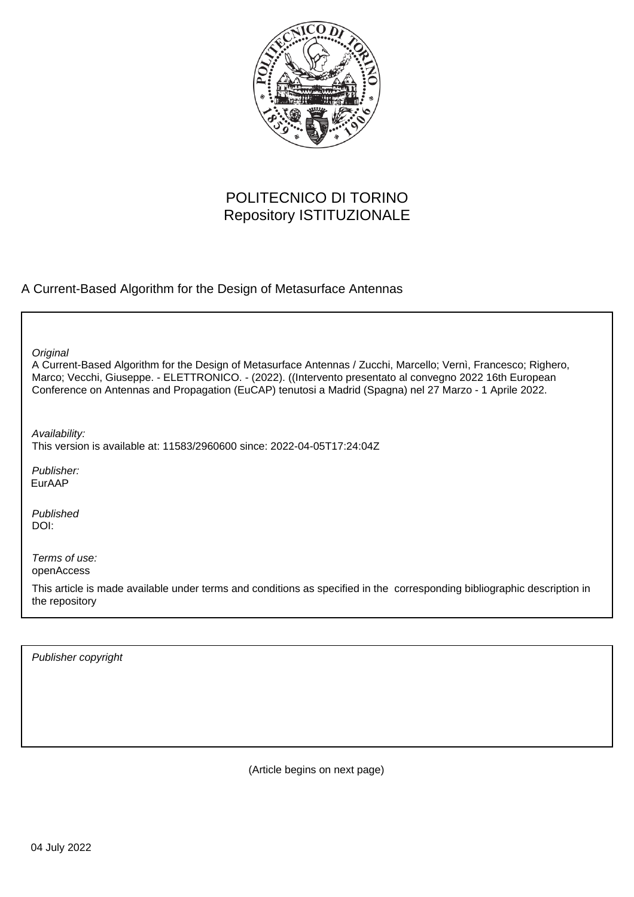POLITECNICO DI TORINO
Repository ISTITUZIONALE

A Current-Based Algorithm for the Design of Metasurface Antennas

*Original*
A Current-Based Algorithm for the Design of Metasurface Antennas / Zucchi, Marcello; Vernì, Francesco; Righero, Marco; Vecchi, Giuseppe. - ELETTRONICO. - (2022). ((Intervento presentato al convegno 2022 16th European Conference on Antennas and Propagation (EuCAP) tenutosi a Madrid (Spagna) nel 27 Marzo - 1 Aprile 2022.

*Availability:*
This version is available at: 11583/2960600 since: 2022-04-05T17:24:04Z

*Publisher:*
EurAAP

*Published*
DOI:

*Terms of use:*
openAccess

This article is made available under terms and conditions as specified in the corresponding bibliographic description in the repository

*Publisher copyright*

(Article begins on next page)

04 July 2022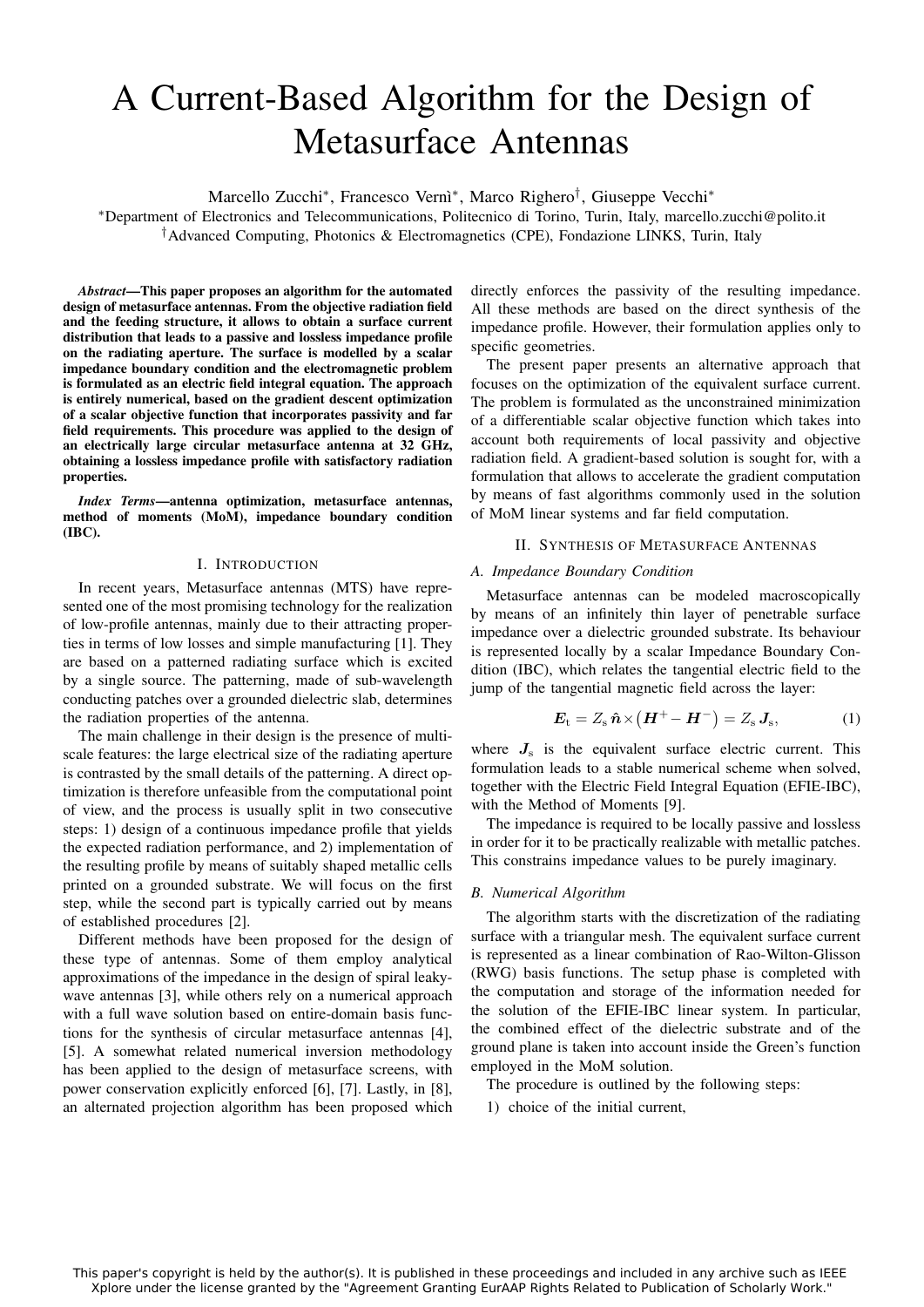# A Current-Based Algorithm for the Design of Metasurface Antennas

Marcello Zucchi*, Francesco Vernì*, Marco Righero†, Giuseppe Vecchi*

*Department of Electronics and Telecommunications, Politecnico di Torino, Turin, Italy, marcello.zucchi@polito.it
†Advanced Computing, Photonics & Electromagnetics (CPE), Fondazione LINKS, Turin, Italy

***Abstract*—This paper proposes an algorithm for the automated design of metasurface antennas. From the objective radiation field and the feeding structure, it allows to obtain a surface current distribution that leads to a passive and lossless impedance profile on the radiating aperture. The surface is modelled by a scalar impedance boundary condition and the electromagnetic problem is formulated as an electric field integral equation. The approach is entirely numerical, based on the gradient descent optimization of a scalar objective function that incorporates passivity and far field requirements. This procedure was applied to the design of an electrically large circular metasurface antenna at 32 GHz, obtaining a lossless impedance profile with satisfactory radiation properties.**

***Index Terms*—antenna optimization, metasurface antennas, method of moments (MoM), impedance boundary condition (IBC).**

## I. Introduction

In recent years, Metasurface antennas (MTS) have represented one of the most promising technology for the realization of low-profile antennas, mainly due to their attracting properties in terms of low losses and simple manufacturing [1]. They are based on a patterned radiating surface which is excited by a single source. The patterning, made of sub-wavelength conducting patches over a grounded dielectric slab, determines the radiation properties of the antenna.

The main challenge in their design is the presence of multiscale features: the large electrical size of the radiating aperture is contrasted by the small details of the patterning. A direct optimization is therefore unfeasible from the computational point of view, and the process is usually split in two consecutive steps: 1) design of a continuous impedance profile that yields the expected radiation performance, and 2) implementation of the resulting profile by means of suitably shaped metallic cells printed on a grounded substrate. We will focus on the first step, while the second part is typically carried out by means of established procedures [2].

Different methods have been proposed for the design of these type of antennas. Some of them employ analytical approximations of the impedance in the design of spiral leaky-wave antennas [3], while others rely on a numerical approach with a full wave solution based on entire-domain basis functions for the synthesis of circular metasurface antennas [4], [5]. A somewhat related numerical inversion methodology has been applied to the design of metasurface screens, with power conservation explicitly enforced [6], [7]. Lastly, in [8], an alternated projection algorithm has been proposed which directly enforces the passivity of the resulting impedance. All these methods are based on the direct synthesis of the impedance profile. However, their formulation applies only to specific geometries.

The present paper presents an alternative approach that focuses on the optimization of the equivalent surface current. The problem is formulated as the unconstrained minimization of a differentiable scalar objective function which takes into account both requirements of local passivity and objective radiation field. A gradient-based solution is sought for, with a formulation that allows to accelerate the gradient computation by means of fast algorithms commonly used in the solution of MoM linear systems and far field computation.

## II. Synthesis of Metasurface Antennas

### A. Impedance Boundary Condition

Metasurface antennas can be modeled macroscopically by means of an infinitely thin layer of penetrable surface impedance over a dielectric grounded substrate. Its behaviour is represented locally by a scalar Impedance Boundary Condition (IBC), which relates the tangential electric field to the jump of the tangential magnetic field across the layer:

$$\boldsymbol{E}_{\mathrm{t}} = Z_{\mathrm{s}}\, \hat{\boldsymbol{n}} \times \left(\boldsymbol{H}^{+} - \boldsymbol{H}^{-}\right) = Z_{\mathrm{s}}\, \boldsymbol{J}_{\mathrm{s}}, \tag{1}$$

where $\boldsymbol{J}_{\mathrm{s}}$ is the equivalent surface electric current. This formulation leads to a stable numerical scheme when solved, together with the Electric Field Integral Equation (EFIE-IBC), with the Method of Moments [9].

The impedance is required to be locally passive and lossless in order for it to be practically realizable with metallic patches. This constrains impedance values to be purely imaginary.

### B. Numerical Algorithm

The algorithm starts with the discretization of the radiating surface with a triangular mesh. The equivalent surface current is represented as a linear combination of Rao-Wilton-Glisson (RWG) basis functions. The setup phase is completed with the computation and storage of the information needed for the solution of the EFIE-IBC linear system. In particular, the combined effect of the dielectric substrate and of the ground plane is taken into account inside the Green's function employed in the MoM solution.

The procedure is outlined by the following steps:

1) choice of the initial current,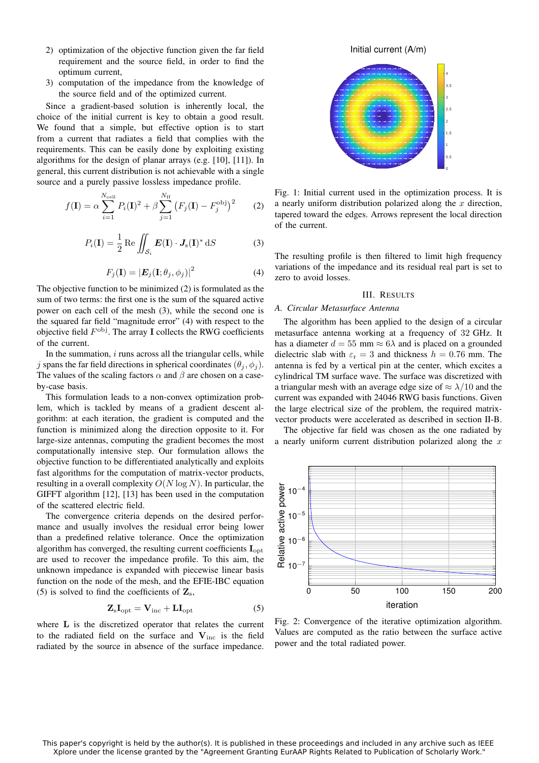2) optimization of the objective function given the far field requirement and the source field, in order to find the optimum current,
3) computation of the impedance from the knowledge of the source field and of the optimized current.

Since a gradient-based solution is inherently local, the choice of the initial current is key to obtain a good result. We found that a simple, but effective option is to start from a current that radiates a field that complies with the requirements. This can be easily done by exploiting existing algorithms for the design of planar arrays (e.g. [10], [11]). In general, this current distribution is not achievable with a single source and a purely passive lossless impedance profile.

$$f(\mathbf{I}) = \alpha \sum_{i=1}^{N_{\text{cell}}} P_i(\mathbf{I})^2 + \beta \sum_{j=1}^{N_{\text{ff}}} \left(F_j(\mathbf{I}) - F_j^{\text{obj}}\right)^2 \tag{2}$$

$$P_i(\mathbf{I}) = \frac{1}{2} \operatorname{Re} \iint_{\mathcal{S}_i} \boldsymbol{E}(\mathbf{I}) \cdot \boldsymbol{J}_{\text{s}}(\mathbf{I})^* \, \mathrm{d}S \tag{3}$$

$$F_j(\mathbf{I}) = \left|\boldsymbol{E}_j(\mathbf{I}; \theta_j, \phi_j)\right|^2 \tag{4}$$

The objective function to be minimized (2) is formulated as the sum of two terms: the first one is the sum of the squared active power on each cell of the mesh (3), while the second one is the squared far field "magnitude error" (4) with respect to the objective field $F^{\text{obj}}$. The array $\mathbf{I}$ collects the RWG coefficients of the current.

In the summation, $i$ runs across all the triangular cells, while $j$ spans the far field directions in spherical coordinates $(\theta_j, \phi_j)$. The values of the scaling factors $\alpha$ and $\beta$ are chosen on a case-by-case basis.

This formulation leads to a non-convex optimization problem, which is tackled by means of a gradient descent algorithm: at each iteration, the gradient is computed and the function is minimized along the direction opposite to it. For large-size antennas, computing the gradient becomes the most computationally intensive step. Our formulation allows the objective function to be differentiated analytically and exploits fast algorithms for the computation of matrix-vector products, resulting in a overall complexity $O(N \log N)$. In particular, the GIFFT algorithm [12], [13] has been used in the computation of the scattered electric field.

The convergence criteria depends on the desired performance and usually involves the residual error being lower than a predefined relative tolerance. Once the optimization algorithm has converged, the resulting current coefficients $\mathbf{I}_{\text{opt}}$ are used to recover the impedance profile. To this aim, the unknown impedance is expanded with piecewise linear basis function on the node of the mesh, and the EFIE-IBC equation (5) is solved to find the coefficients of $\mathbf{Z}_{\text{s}}$,

$$\mathbf{Z}_{\text{s}} \mathbf{I}_{\text{opt}} = \mathbf{V}_{\text{inc}} + \mathbf{L} \mathbf{I}_{\text{opt}} \tag{5}$$

where $\mathbf{L}$ is the discretized operator that relates the current to the radiated field on the surface and $\mathbf{V}_{\text{inc}}$ is the field radiated by the source in absence of the surface impedance.

Fig. 1: Initial current used in the optimization process. It is a nearly uniform distribution polarized along the $x$ direction, tapered toward the edges. Arrows represent the local direction of the current.

The resulting profile is then filtered to limit high frequency variations of the impedance and its residual real part is set to zero to avoid losses.

## III. Results

### A. Circular Metasurface Antenna

The algorithm has been applied to the design of a circular metasurface antenna working at a frequency of 32 GHz. It has a diameter $d = 55$ mm $\approx 6\lambda$ and is placed on a grounded dielectric slab with $\varepsilon_{\text{r}} = 3$ and thickness $h = 0.76$ mm. The antenna is fed by a vertical pin at the center, which excites a cylindrical TM surface wave. The surface was discretized with a triangular mesh with an average edge size of $\approx \lambda/10$ and the current was expanded with 24046 RWG basis functions. Given the large electrical size of the problem, the required matrix-vector products were accelerated as described in section II-B.

The objective far field was chosen as the one radiated by a nearly uniform current distribution polarized along the $x$

Fig. 2: Convergence of the iterative optimization algorithm. Values are computed as the ratio between the surface active power and the total radiated power.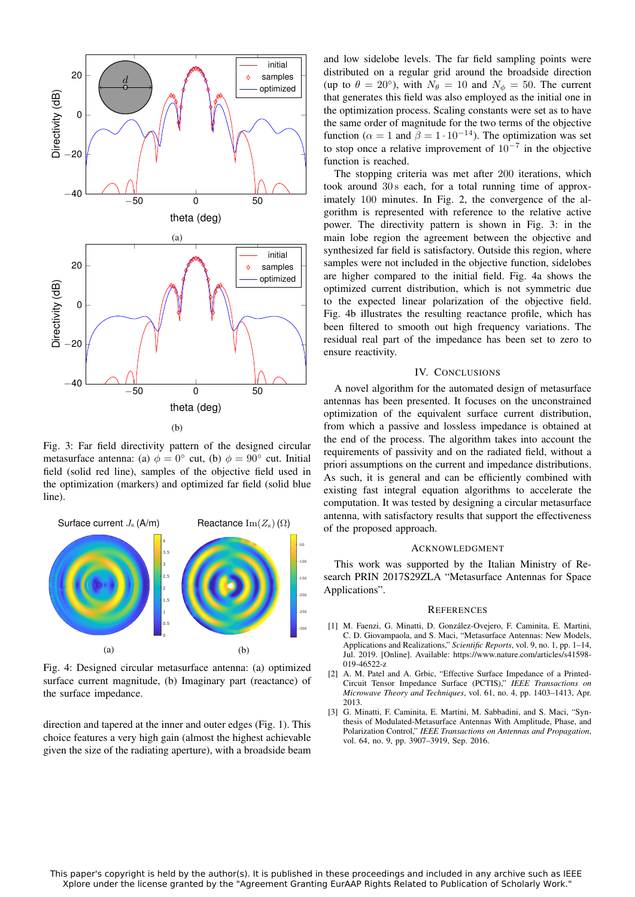Fig. 3: Far field directivity pattern of the designed circular metasurface antenna: (a) $\phi = 0°$ cut, (b) $\phi = 90°$ cut. Initial field (solid red line), samples of the objective field used in the optimization (markers) and optimized far field (solid blue line).

Fig. 4: Designed circular metasurface antenna: (a) optimized surface current magnitude, (b) Imaginary part (reactance) of the surface impedance.

direction and tapered at the inner and outer edges (Fig. 1). This choice features a very high gain (almost the highest achievable given the size of the radiating aperture), with a broadside beam and low sidelobe levels. The far field sampling points were distributed on a regular grid around the broadside direction (up to $\theta = 20°$), with $N_\theta = 10$ and $N_\phi = 50$. The current that generates this field was also employed as the initial one in the optimization process. Scaling constants were set as to have the same order of magnitude for the two terms of the objective function ($\alpha = 1$ and $\beta = 1 \cdot 10^{-14}$). The optimization was set to stop once a relative improvement of $10^{-7}$ in the objective function is reached.

The stopping criteria was met after 200 iterations, which took around 30 s each, for a total running time of approximately 100 minutes. In Fig. 2, the convergence of the algorithm is represented with reference to the relative active power. The directivity pattern is shown in Fig. 3: in the main lobe region the agreement between the objective and synthesized far field is satisfactory. Outside this region, where samples were not included in the objective function, sidelobes are higher compared to the initial field. Fig. 4a shows the optimized current distribution, which is not symmetric due to the expected linear polarization of the objective field. Fig. 4b illustrates the resulting reactance profile, which has been filtered to smooth out high frequency variations. The residual real part of the impedance has been set to zero to ensure reactivity.

## IV. Conclusions

A novel algorithm for the automated design of metasurface antennas has been presented. It focuses on the unconstrained optimization of the equivalent surface current distribution, from which a passive and lossless impedance is obtained at the end of the process. The algorithm takes into account the requirements of passivity and on the radiated field, without a priori assumptions on the current and impedance distributions. As such, it is general and can be efficiently combined with existing fast integral equation algorithms to accelerate the computation. It was tested by designing a circular metasurface antenna, with satisfactory results that support the effectiveness of the proposed approach.

## Acknowledgment

This work was supported by the Italian Ministry of Research PRIN 2017S29ZLA "Metasurface Antennas for Space Applications".

## References

[1] M. Faenzi, G. Minatti, D. González-Ovejero, F. Caminita, E. Martini, C. D. Giovampaola, and S. Maci, "Metasurface Antennas: New Models, Applications and Realizations," *Scientific Reports*, vol. 9, no. 1, pp. 1–14, Jul. 2019. [Online]. Available: https://www.nature.com/articles/s41598-019-46522-z

[2] A. M. Patel and A. Grbic, "Effective Surface Impedance of a Printed-Circuit Tensor Impedance Surface (PCTIS)," *IEEE Transactions on Microwave Theory and Techniques*, vol. 61, no. 4, pp. 1403–1413, Apr. 2013.

[3] G. Minatti, F. Caminita, E. Martini, M. Sabbadini, and S. Maci, "Synthesis of Modulated-Metasurface Antennas With Amplitude, Phase, and Polarization Control," *IEEE Transactions on Antennas and Propagation*, vol. 64, no. 9, pp. 3907–3919, Sep. 2016.

This paper's copyright is held by the author(s). It is published in these proceedings and included in any archive such as IEEE Xplore under the license granted by the "Agreement Granting EurAAP Rights Related to Publication of Scholarly Work."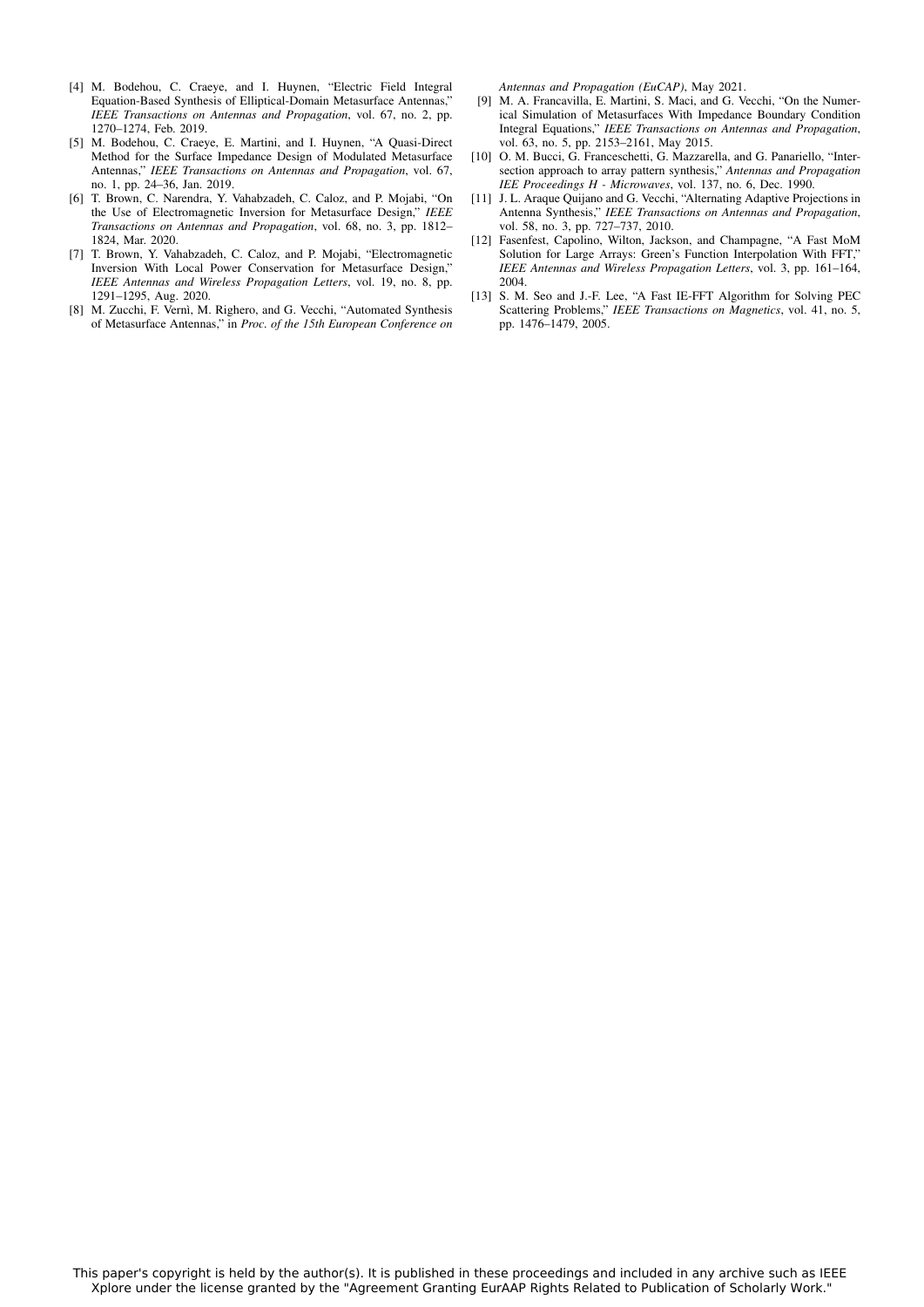[4] M. Bodehou, C. Craeye, and I. Huynen, "Electric Field Integral Equation-Based Synthesis of Elliptical-Domain Metasurface Antennas," *IEEE Transactions on Antennas and Propagation*, vol. 67, no. 2, pp. 1270–1274, Feb. 2019.

[5] M. Bodehou, C. Craeye, E. Martini, and I. Huynen, "A Quasi-Direct Method for the Surface Impedance Design of Modulated Metasurface Antennas," *IEEE Transactions on Antennas and Propagation*, vol. 67, no. 1, pp. 24–36, Jan. 2019.

[6] T. Brown, C. Narendra, Y. Vahabzadeh, C. Caloz, and P. Mojabi, "On the Use of Electromagnetic Inversion for Metasurface Design," *IEEE Transactions on Antennas and Propagation*, vol. 68, no. 3, pp. 1812–1824, Mar. 2020.

[7] T. Brown, Y. Vahabzadeh, C. Caloz, and P. Mojabi, "Electromagnetic Inversion With Local Power Conservation for Metasurface Design," *IEEE Antennas and Wireless Propagation Letters*, vol. 19, no. 8, pp. 1291–1295, Aug. 2020.

[8] M. Zucchi, F. Vernì, M. Righero, and G. Vecchi, "Automated Synthesis of Metasurface Antennas," in *Proc. of the 15th European Conference on Antennas and Propagation (EuCAP)*, May 2021.

[9] M. A. Francavilla, E. Martini, S. Maci, and G. Vecchi, "On the Numerical Simulation of Metasurfaces With Impedance Boundary Condition Integral Equations," *IEEE Transactions on Antennas and Propagation*, vol. 63, no. 5, pp. 2153–2161, May 2015.

[10] O. M. Bucci, G. Franceschetti, G. Mazzarella, and G. Panariello, "Intersection approach to array pattern synthesis," *Antennas and Propagation IEE Proceedings H - Microwaves*, vol. 137, no. 6, Dec. 1990.

[11] J. L. Araque Quijano and G. Vecchi, "Alternating Adaptive Projections in Antenna Synthesis," *IEEE Transactions on Antennas and Propagation*, vol. 58, no. 3, pp. 727–737, 2010.

[12] Fasenfest, Capolino, Wilton, Jackson, and Champagne, "A Fast MoM Solution for Large Arrays: Green's Function Interpolation With FFT," *IEEE Antennas and Wireless Propagation Letters*, vol. 3, pp. 161–164, 2004.

[13] S. M. Seo and J.-F. Lee, "A Fast IE-FFT Algorithm for Solving PEC Scattering Problems," *IEEE Transactions on Magnetics*, vol. 41, no. 5, pp. 1476–1479, 2005.

This paper's copyright is held by the author(s). It is published in these proceedings and included in any archive such as IEEE Xplore under the license granted by the "Agreement Granting EurAAP Rights Related to Publication of Scholarly Work."